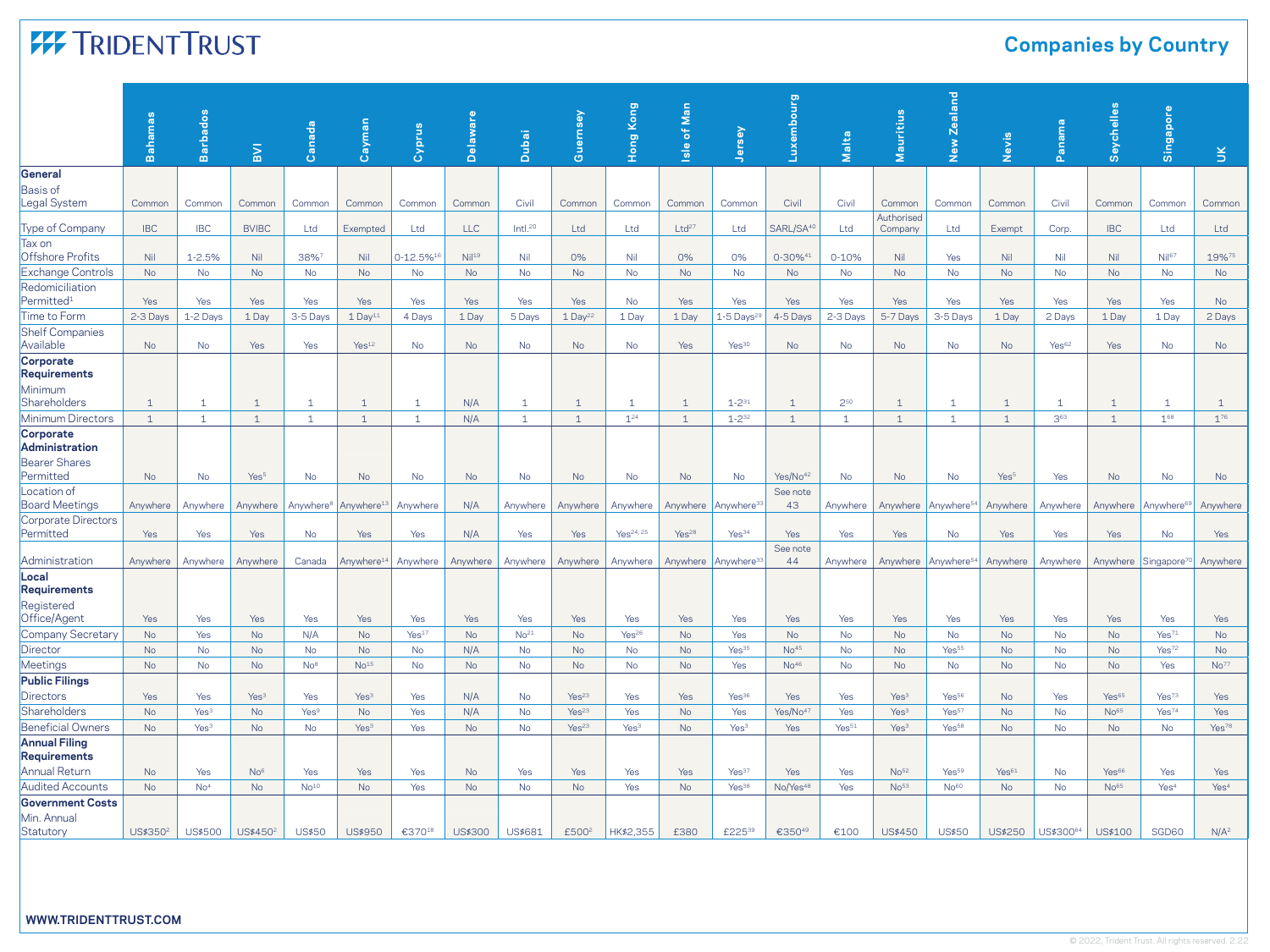# TRIDENT TRUST

## Companies by Country

| | Bahamas | Barbados | BVI | Canada | Cayman | Cyprus | Delaware | Dubai | Guernsey | Hong Kong | Isle of Man | Jersey | Luxembourg | Malta | Mauritius | New Zealand | Nevis | Panama | Seychelles | Singapore | UK |
|---|---|---|---|---|---|---|---|---|---|---|---|---|---|---|---|---|---|---|---|---|---|
| **General** | | | | | | | | | | | | | | | | | | | | | |
| Basis of Legal System | Common | Common | Common | Common | Common | Common | Common | Civil | Common | Common | Common | Common | Civil | Civil | Common | Common | Common | Civil | Common | Common | Common |
| Type of Company | IBC | IBC | BVIBC | Ltd | Exempted | Ltd | LLC | Intl.[20] | Ltd | Ltd | Ltd[27] | Ltd | SARL/SA[40] | Ltd | Authorised Company | Ltd | Exempt | Corp. | IBC | Ltd | Ltd |
| Tax on Offshore Profits | Nil | 1-2.5% | Nil | 38%[7] | Nil | 0-12.5%[16] | Nil[19] | Nil | 0% | Nil | 0% | 0% | 0-30%[41] | 0-10% | Nil | Yes | Nil | Nil | Nil | Nil[67] | 19%[75] |
| Exchange Controls | No | No | No | No | No | No | No | No | No | No | No | No | No | No | No | No | No | No | No | No | No |
| Redomiciliation Permitted[1] | Yes | Yes | Yes | Yes | Yes | Yes | Yes | Yes | Yes | No | Yes | Yes | Yes | Yes | Yes | Yes | Yes | Yes | Yes | Yes | No |
| Time to Form | 2-3 Days | 1-2 Days | 1 Day | 3-5 Days | 1 Day[11] | 4 Days | 1 Day | 5 Days | 1 Day[22] | 1 Day | 1 Day | 1-5 Days[29] | 4-5 Days | 2-3 Days | 5-7 Days | 3-5 Days | 1 Day | 2 Days | 1 Day | 1 Day | 2 Days |
| Shelf Companies Available | No | No | Yes | Yes | Yes[12] | No | No | No | No | No | Yes | Yes[30] | No | No | No | No | No | Yes[62] | Yes | No | No |
| **Corporate Requirements** | | | | | | | | | | | | | | | | | | | | | |
| Minimum Shareholders | 1 | 1 | 1 | 1 | 1 | 1 | N/A | 1 | 1 | 1 | 1 | 1-2[31] | 1 | 2[50] | 1 | 1 | 1 | 1 | 1 | 1 | 1 |
| Minimum Directors | 1 | 1 | 1 | 1 | 1 | 1 | N/A | 1 | 1 | 1[24] | 1 | 1-2[32] | 1 | 1 | 1 | 1 | 1 | 3[63] | 1 | 1[68] | 1[76] |
| **Corporate Administration** | | | | | | | | | | | | | | | | | | | | | |
| Bearer Shares Permitted | No | No | Yes[5] | No | No | No | No | No | No | No | No | No | Yes/No[42] | No | No | No | Yes[5] | Yes | No | No | No |
| Location of Board Meetings | Anywhere | Anywhere | Anywhere | Anywhere[8] | Anywhere[13] | Anywhere | N/A | Anywhere | Anywhere | Anywhere | Anywhere | Anywhere[33] | See note 43 | Anywhere | Anywhere | Anywhere[54] | Anywhere | Anywhere | Anywhere | Anywhere[69] | Anywhere |
| Corporate Directors Permitted | Yes | Yes | Yes | No | Yes | Yes | N/A | Yes | Yes | Yes[24, 25] | Yes[28] | Yes[34] | Yes | Yes | Yes | No | Yes | Yes | Yes | No | Yes |
| Administration | Anywhere | Anywhere | Anywhere | Canada | Anywhere[14] | Anywhere | Anywhere | Anywhere | Anywhere | Anywhere | Anywhere | Anywhere[33] | See note 44 | Anywhere | Anywhere | Anywhere[54] | Anywhere | Anywhere | Anywhere | Singapore[70] | Anywhere |
| **Local Requirements** | | | | | | | | | | | | | | | | | | | | | |
| Registered Office/Agent | Yes | Yes | Yes | Yes | Yes | Yes | Yes | Yes | Yes | Yes | Yes | Yes | Yes | Yes | Yes | Yes | Yes | Yes | Yes | Yes | Yes |
| Company Secretary | No | Yes | No | N/A | No | Yes[17] | No | No[21] | No | Yes[26] | No | Yes | No | No | No | No | No | No | No | Yes[71] | No |
| Director | No | No | No | No | No | No | N/A | No | No | No | No | Yes[35] | No[45] | No | No | Yes[55] | No | No | No | Yes[72] | No |
| Meetings | No | No | No | No[8] | No[15] | No | No | No | No | No | No | Yes | No[46] | No | No | No | No | No | No | Yes | No[77] |
| **Public Filings** | | | | | | | | | | | | | | | | | | | | | |
| Directors | Yes | Yes | Yes[3] | Yes | Yes[3] | Yes | N/A | No | Yes[23] | Yes | Yes | Yes[36] | Yes | Yes | Yes[3] | Yes[56] | No | Yes | Yes[65] | Yes[73] | Yes |
| Shareholders | No | Yes[3] | No | Yes[9] | No | Yes | N/A | No | Yes[23] | Yes | Yes | Yes | Yes/No[47] | Yes | Yes[3] | Yes[57] | No | No | No[65] | Yes[74] | Yes |
| Beneficial Owners | No | Yes[3] | No | No | Yes[3] | Yes | No | No | Yes[23] | Yes[3] | No | Yes[3] | Yes | Yes[51] | Yes[3] | Yes[58] | No | No | No | No | Yes[78] |
| **Annual Filing Requirements** | | | | | | | | | | | | | | | | | | | | | |
| Annual Return | No | Yes | No[6] | Yes | Yes | Yes | No | Yes | Yes | Yes | Yes | Yes[37] | Yes | Yes | No[52] | Yes[59] | Yes[61] | No | Yes[66] | Yes | Yes |
| Audited Accounts | No | No[4] | No | No[10] | No | Yes | No | No | No | Yes | No | Yes[38] | No/Yes[48] | Yes | No[53] | No[60] | No | No | No[65] | Yes[4] | Yes[4] |
| **Government Costs** | | | | | | | | | | | | | | | | | | | | | |
| Min. Annual Statutory | US$350[2] | US$500 | US$450[2] | US$50 | US$950 | €370[18] | US$300 | US$681 | £500[2] | HK$2,355 | £380 | £225[39] | €350[49] | €100 | US$450 | US$50 | US$250 | US$300[64] | US$100 | SGD60 | N/A[2] |

WWW.TRIDENTTRUST.COM

© 2022, Trident Trust. All rights reserved. 2.22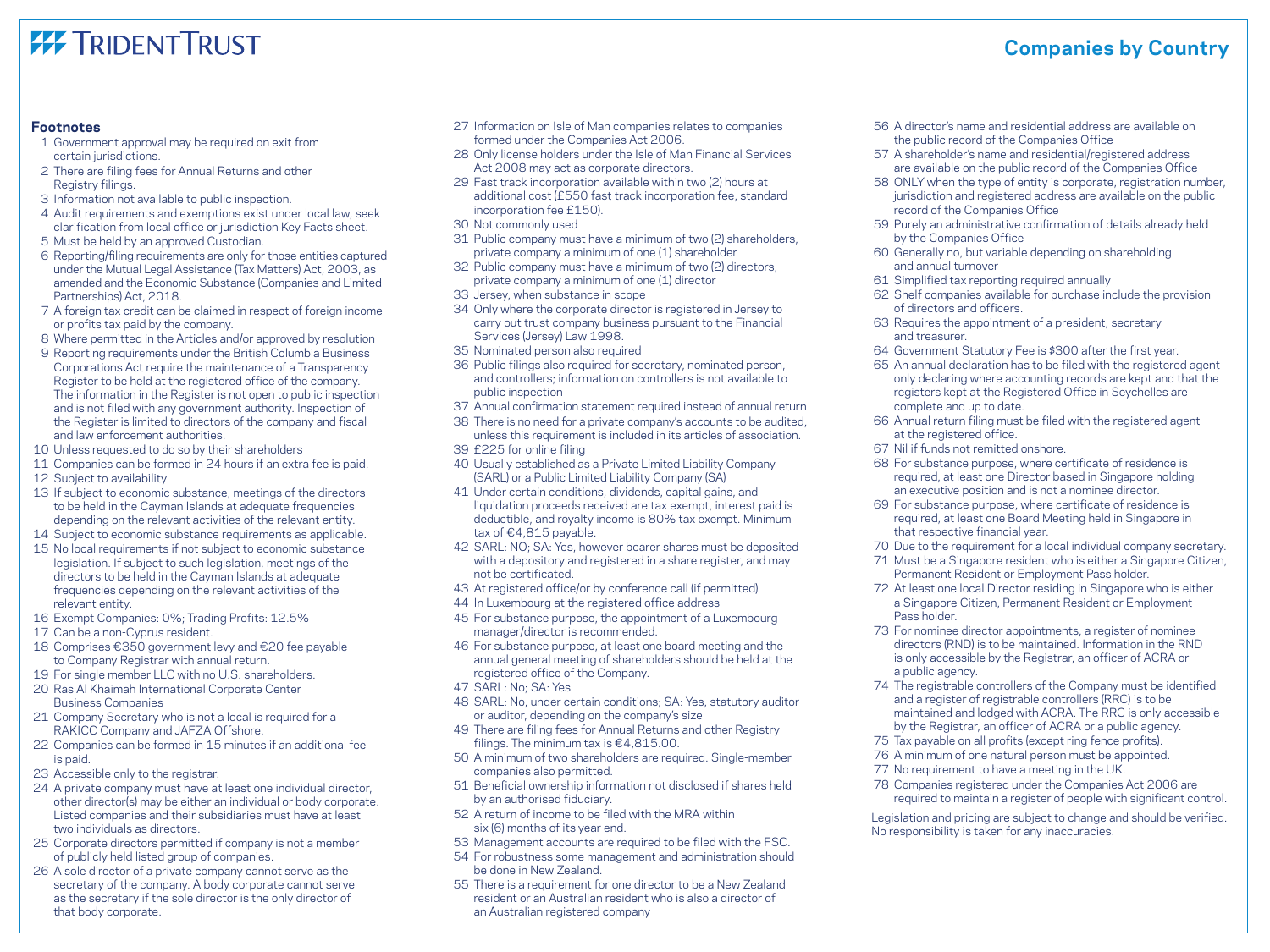# Footnotes

1. Government approval may be required on exit from certain jurisdictions.
2. There are filing fees for Annual Returns and other Registry filings.
3. Information not available to public inspection.
4. Audit requirements and exemptions exist under local law, seek clarification from local office or jurisdiction Key Facts sheet.
5. Must be held by an approved Custodian.
6. Reporting/filing requirements are only for those entities captured under the Mutual Legal Assistance (Tax Matters) Act, 2003, as amended and the Economic Substance (Companies and Limited Partnerships) Act, 2018.
7. A foreign tax credit can be claimed in respect of foreign income or profits tax paid by the company.
8. Where permitted in the Articles and/or approved by resolution
9. Reporting requirements under the British Columbia Business Corporations Act require the maintenance of a Transparency Register to be held at the registered office of the company. The information in the Register is not open to public inspection and is not filed with any government authority. Inspection of the Register is limited to directors of the company and fiscal and law enforcement authorities.
10. Unless requested to do so by their shareholders
11. Companies can be formed in 24 hours if an extra fee is paid.
12. Subject to availability
13. If subject to economic substance, meetings of the directors to be held in the Cayman Islands at adequate frequencies depending on the relevant activities of the relevant entity.
14. Subject to economic substance requirements as applicable.
15. No local requirements if not subject to economic substance legislation. If subject to such legislation, meetings of the directors to be held in the Cayman Islands at adequate frequencies depending on the relevant activities of the relevant entity.
16. Exempt Companies: 0%; Trading Profits: 12.5%
17. Can be a non-Cyprus resident.
18. Comprises €350 government levy and €20 fee payable to Company Registrar with annual return.
19. For single member LLC with no U.S. shareholders.
20. Ras Al Khaimah International Corporate Center Business Companies
21. Company Secretary who is not a local is required for a RAKICC Company and JAFZA Offshore.
22. Companies can be formed in 15 minutes if an additional fee is paid.
23. Accessible only to the registrar.
24. A private company must have at least one individual director, other director(s) may be either an individual or body corporate. Listed companies and their subsidiaries must have at least two individuals as directors.
25. Corporate directors permitted if company is not a member of publicly held listed group of companies.
26. A sole director of a private company cannot serve as the secretary of the company. A body corporate cannot serve as the secretary if the sole director is the only director of that body corporate.
27. Information on Isle of Man companies relates to companies formed under the Companies Act 2006.
28. Only license holders under the Isle of Man Financial Services Act 2008 may act as corporate directors.
29. Fast track incorporation available within two (2) hours at additional cost (£550 fast track incorporation fee, standard incorporation fee £150).
30. Not commonly used
31. Public company must have a minimum of two (2) shareholders, private company a minimum of one (1) shareholder
32. Public company must have a minimum of two (2) directors, private company a minimum of one (1) director
33. Jersey, when substance in scope
34. Only where the corporate director is registered in Jersey to carry out trust company business pursuant to the Financial Services (Jersey) Law 1998.
35. Nominated person also required
36. Public filings also required for secretary, nominated person, and controllers; information on controllers is not available to public inspection
37. Annual confirmation statement required instead of annual return
38. There is no need for a private company's accounts to be audited, unless this requirement is included in its articles of association.
39. £225 for online filing
40. Usually established as a Private Limited Liability Company (SARL) or a Public Limited Liability Company (SA)
41. Under certain conditions, dividends, capital gains, and liquidation proceeds received are tax exempt, interest paid is deductible, and royalty income is 80% tax exempt. Minimum tax of €4,815 payable.
42. SARL: NO; SA: Yes, however bearer shares must be deposited with a depository and registered in a share register, and may not be certificated.
43. At registered office/or by conference call (if permitted)
44. In Luxembourg at the registered office address
45. For substance purpose, the appointment of a Luxembourg manager/director is recommended.
46. For substance purpose, at least one board meeting and the annual general meeting of shareholders should be held at the registered office of the Company.
47. SARL: No; SA: Yes
48. SARL: No, under certain conditions; SA: Yes, statutory auditor or auditor, depending on the company's size
49. There are filing fees for Annual Returns and other Registry filings. The minimum tax is €4,815.00.
50. A minimum of two shareholders are required. Single-member companies also permitted.
51. Beneficial ownership information not disclosed if shares held by an authorised fiduciary.
52. A return of income to be filed with the MRA within six (6) months of its year end.
53. Management accounts are required to be filed with the FSC.
54. For robustness some management and administration should be done in New Zealand.
55. There is a requirement for one director to be a New Zealand resident or an Australian resident who is also a director of an Australian registered company
56. A director's name and residential address are available on the public record of the Companies Office
57. A shareholder's name and residential/registered address are available on the public record of the Companies Office
58. ONLY when the type of entity is corporate, registration number, jurisdiction and registered address are available on the public record of the Companies Office
59. Purely an administrative confirmation of details already held by the Companies Office
60. Generally no, but variable depending on shareholding and annual turnover
61. Simplified tax reporting required annually
62. Shelf companies available for purchase include the provision of directors and officers.
63. Requires the appointment of a president, secretary and treasurer.
64. Government Statutory Fee is $300 after the first year.
65. An annual declaration has to be filed with the registered agent only declaring where accounting records are kept and that the registers kept at the Registered Office in Seychelles are complete and up to date.
66. Annual return filing must be filed with the registered agent at the registered office.
67. Nil if funds not remitted onshore.
68. For substance purpose, where certificate of residence is required, at least one Director based in Singapore holding an executive position and is not a nominee director.
69. For substance purpose, where certificate of residence is required, at least one Board Meeting held in Singapore in that respective financial year.
70. Due to the requirement for a local individual company secretary.
71. Must be a Singapore resident who is either a Singapore Citizen, Permanent Resident or Employment Pass holder.
72. At least one local Director residing in Singapore who is either a Singapore Citizen, Permanent Resident or Employment Pass holder.
73. For nominee director appointments, a register of nominee directors (RND) is to be maintained. Information in the RND is only accessible by the Registrar, an officer of ACRA or a public agency.
74. The registrable controllers of the Company must be identified and a register of registrable controllers (RRC) is to be maintained and lodged with ACRA. The RRC is only accessible by the Registrar, an officer of ACRA or a public agency.
75. Tax payable on all profits (except ring fence profits).
76. A minimum of one natural person must be appointed.
77. No requirement to have a meeting in the UK.
78. Companies registered under the Companies Act 2006 are required to maintain a register of people with significant control.

Legislation and pricing are subject to change and should be verified. No responsibility is taken for any inaccuracies.